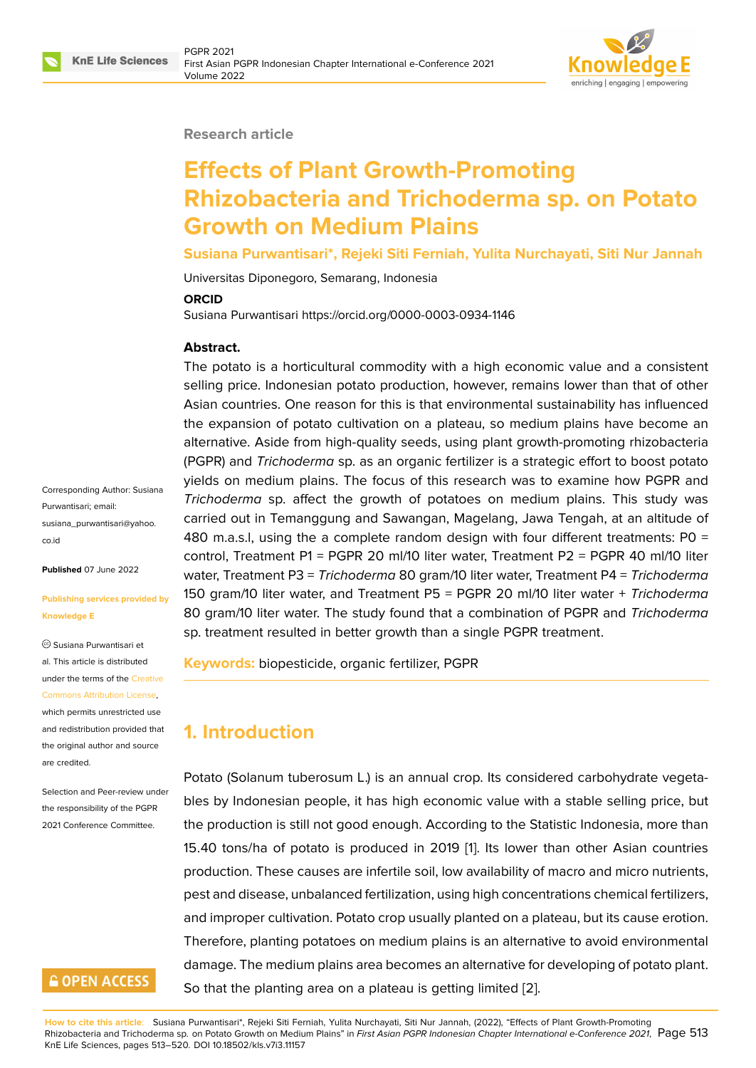Research article

# Effects of Plant Growth-Promoting Rhizobacteria and Trichoderma sp. on Potato Growth on Medium Plains

**Susiana Purwantisari*, Rejeki Siti Ferniah, Yulita Nurchayati, Siti Nur Jannah**

Universitas Diponegoro, Semarang, Indonesia

**ORCID**

Susiana Purwantisari https://orcid.org/0000-0003-0934-1146

Corresponding Author: Susiana Purwantisari; email: susiana_purwantisari@yahoo.co.id

**Published** 07 June 2022

**Publishing services provided by Knowledge E**

© Susiana Purwantisari et al. This article is distributed under the terms of the Creative Commons Attribution License, which permits unrestricted use and redistribution provided that the original author and source are credited.

Selection and Peer-review under the responsibility of the PGPR 2021 Conference Committee.

**Abstract.**

The potato is a horticultural commodity with a high economic value and a consistent selling price. Indonesian potato production, however, remains lower than that of other Asian countries. One reason for this is that environmental sustainability has influenced the expansion of potato cultivation on a plateau, so medium plains have become an alternative. Aside from high-quality seeds, using plant growth-promoting rhizobacteria (PGPR) and *Trichoderma* sp. as an organic fertilizer is a strategic effort to boost potato yields on medium plains. The focus of this research was to examine how PGPR and *Trichoderma* sp. affect the growth of potatoes on medium plains. This study was carried out in Temanggung and Sawangan, Magelang, Jawa Tengah, at an altitude of 480 m.a.s.l, using the a complete random design with four different treatments: P0 = control, Treatment P1 = PGPR 20 ml/10 liter water, Treatment P2 = PGPR 40 ml/10 liter water, Treatment P3 = *Trichoderma* 80 gram/10 liter water, Treatment P4 = *Trichoderma* 150 gram/10 liter water, and Treatment P5 = PGPR 20 ml/10 liter water + *Trichoderma* 80 gram/10 liter water. The study found that a combination of PGPR and *Trichoderma* sp. treatment resulted in better growth than a single PGPR treatment.

**Keywords:** biopesticide, organic fertilizer, PGPR

## 1. Introduction

Potato (Solanum tuberosum L.) is an annual crop. Its considered carbohydrate vegetables by Indonesian people, it has high economic value with a stable selling price, but the production is still not good enough. According to the Statistic Indonesia, more than 15.40 tons/ha of potato is produced in 2019 [1]. Its lower than other Asian countries production. These causes are infertile soil, low availability of macro and micro nutrients, pest and disease, unbalanced fertilization, using high concentrations chemical fertilizers, and improper cultivation. Potato crop usually planted on a plateau, but its cause erotion. Therefore, planting potatoes on medium plains is an alternative to avoid environmental damage. The medium plains area becomes an alternative for developing of potato plant. So that the planting area on a plateau is getting limited [2].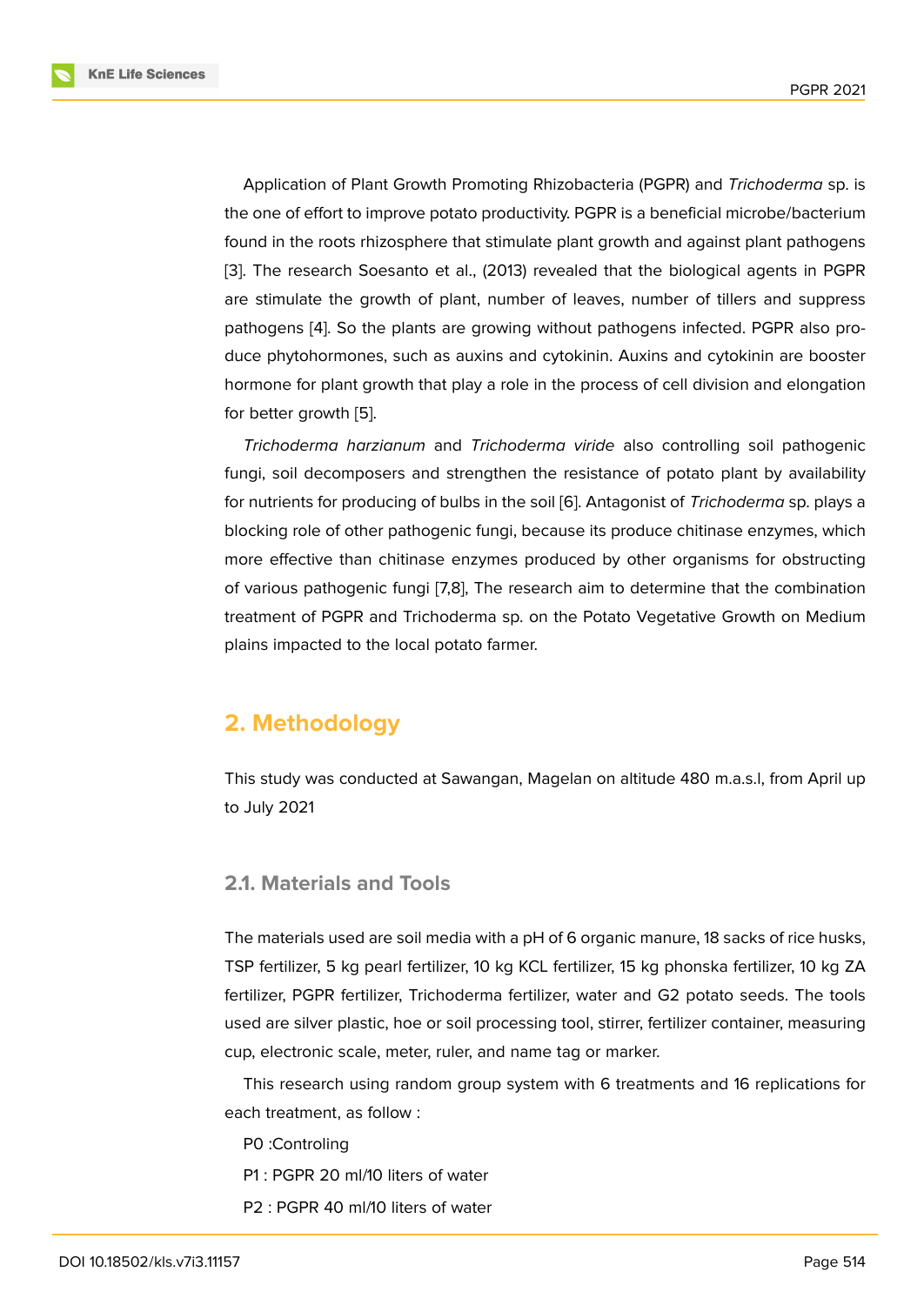Application of Plant Growth Promoting Rhizobacteria (PGPR) and *Trichoderma* sp. is the one of effort to improve potato productivity. PGPR is a beneficial microbe/bacterium found in the roots rhizosphere that stimulate plant growth and against plant pathogens [3]. The research Soesanto et al., (2013) revealed that the biological agents in PGPR are stimulate the growth of plant, number of leaves, number of tillers and suppress pathogens [4]. So the plants are growing without pathogens infected. PGPR also produce phytohormones, such as auxins and cytokinin. Auxins and cytokinin are booster hormone for plant growth that play a role in the process of cell division and elongation for better growth [5].

*Trichoderma harzianum* and *Trichoderma viride* also controlling soil pathogenic fungi, soil decomposers and strengthen the resistance of potato plant by availability for nutrients for producing of bulbs in the soil [6]. Antagonist of *Trichoderma* sp. plays a blocking role of other pathogenic fungi, because its produce chitinase enzymes, which more effective than chitinase enzymes produced by other organisms for obstructing of various pathogenic fungi [7,8], The research aim to determine that the combination treatment of PGPR and Trichoderma sp. on the Potato Vegetative Growth on Medium plains impacted to the local potato farmer.

## 2. Methodology

This study was conducted at Sawangan, Magelan on altitude 480 m.a.s.l, from April up to July 2021

### 2.1. Materials and Tools

The materials used are soil media with a pH of 6 organic manure, 18 sacks of rice husks, TSP fertilizer, 5 kg pearl fertilizer, 10 kg KCL fertilizer, 15 kg phonska fertilizer, 10 kg ZA fertilizer, PGPR fertilizer, Trichoderma fertilizer, water and G2 potato seeds. The tools used are silver plastic, hoe or soil processing tool, stirrer, fertilizer container, measuring cup, electronic scale, meter, ruler, and name tag or marker.

This research using random group system with 6 treatments and 16 replications for each treatment, as follow :

P0 :Controling

P1 : PGPR 20 ml/10 liters of water

P2 : PGPR 40 ml/10 liters of water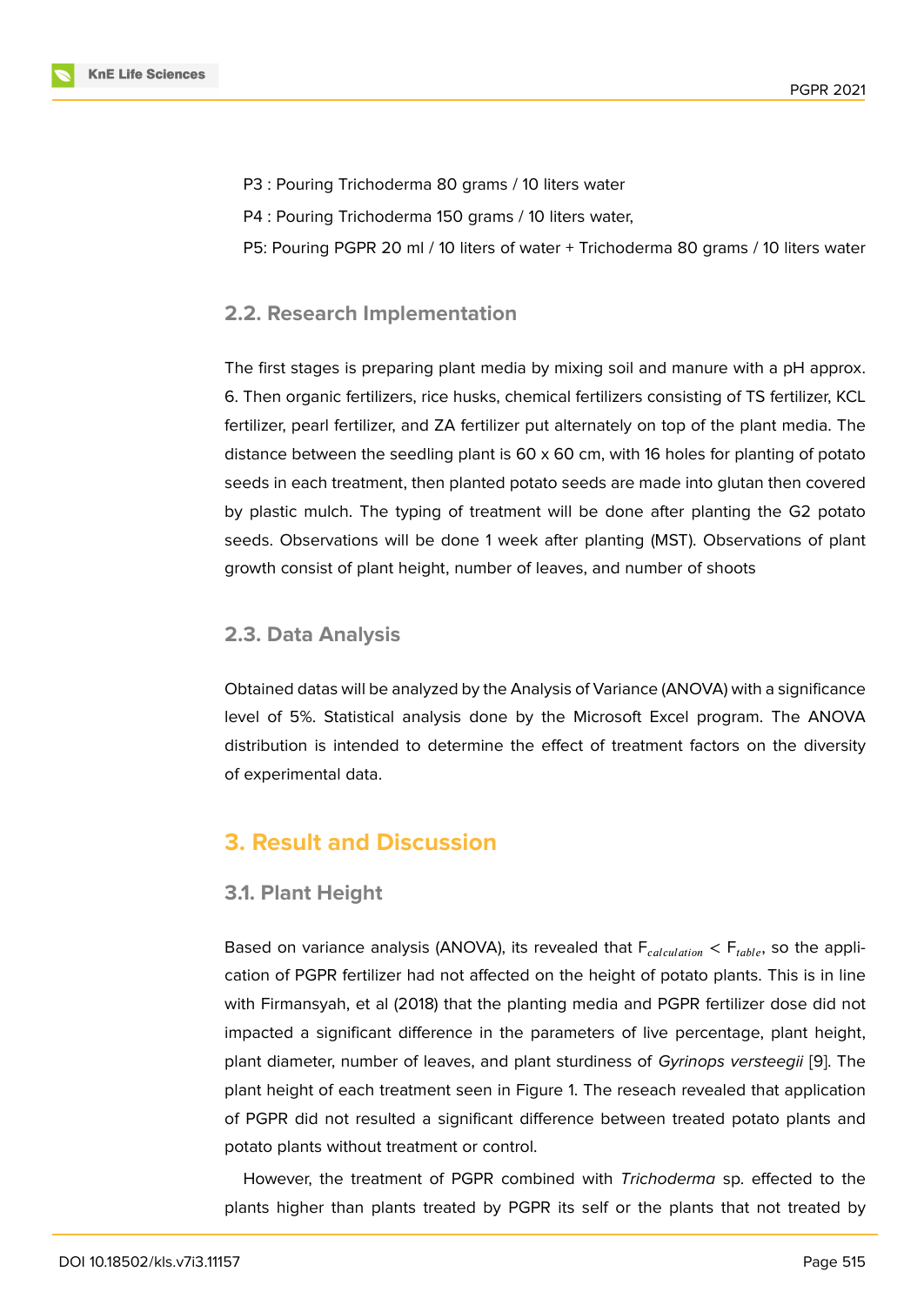P3 : Pouring Trichoderma 80 grams / 10 liters water

P4 : Pouring Trichoderma 150 grams / 10 liters water,

P5: Pouring PGPR 20 ml / 10 liters of water + Trichoderma 80 grams / 10 liters water

### 2.2. Research Implementation

The first stages is preparing plant media by mixing soil and manure with a pH approx. 6. Then organic fertilizers, rice husks, chemical fertilizers consisting of TS fertilizer, KCL fertilizer, pearl fertilizer, and ZA fertilizer put alternately on top of the plant media. The distance between the seedling plant is 60 x 60 cm, with 16 holes for planting of potato seeds in each treatment, then planted potato seeds are made into glutan then covered by plastic mulch. The typing of treatment will be done after planting the G2 potato seeds. Observations will be done 1 week after planting (MST). Observations of plant growth consist of plant height, number of leaves, and number of shoots

### 2.3. Data Analysis

Obtained datas will be analyzed by the Analysis of Variance (ANOVA) with a significance level of 5%. Statistical analysis done by the Microsoft Excel program. The ANOVA distribution is intended to determine the effect of treatment factors on the diversity of experimental data.

## 3. Result and Discussion

### 3.1. Plant Height

Based on variance analysis (ANOVA), its revealed that $F_{calculation} < F_{table}$, so the application of PGPR fertilizer had not affected on the height of potato plants. This is in line with Firmansyah, et al (2018) that the planting media and PGPR fertilizer dose did not impacted a significant difference in the parameters of live percentage, plant height, plant diameter, number of leaves, and plant sturdiness of *Gyrinops versteegii* [9]. The plant height of each treatment seen in Figure 1. The reseach revealed that application of PGPR did not resulted a significant difference between treated potato plants and potato plants without treatment or control.

However, the treatment of PGPR combined with *Trichoderma* sp. effected to the plants higher than plants treated by PGPR its self or the plants that not treated by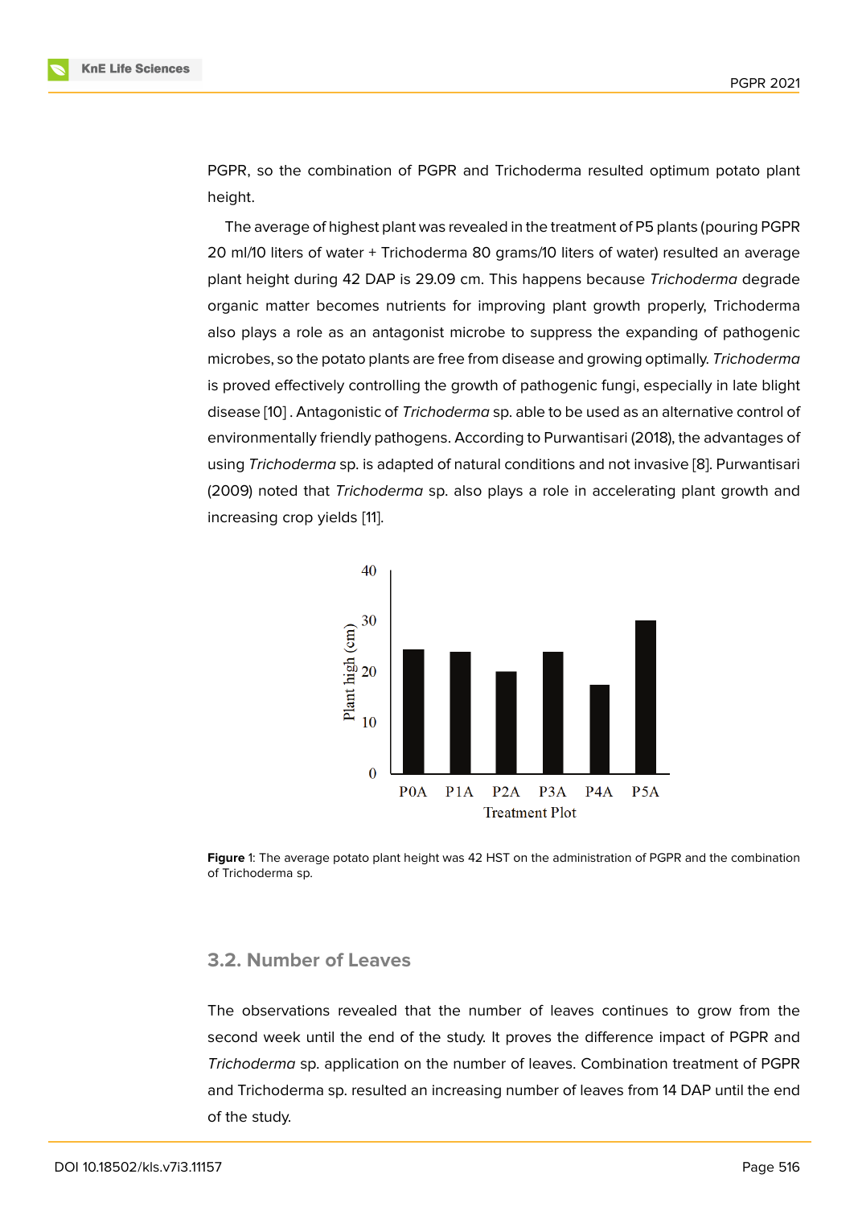PGPR, so the combination of PGPR and Trichoderma resulted optimum potato plant height.

The average of highest plant was revealed in the treatment of P5 plants (pouring PGPR 20 ml/10 liters of water + Trichoderma 80 grams/10 liters of water) resulted an average plant height during 42 DAP is 29.09 cm. This happens because *Trichoderma* degrade organic matter becomes nutrients for improving plant growth properly, Trichoderma also plays a role as an antagonist microbe to suppress the expanding of pathogenic microbes, so the potato plants are free from disease and growing optimally. *Trichoderma* is proved effectively controlling the growth of pathogenic fungi, especially in late blight disease [10] . Antagonistic of *Trichoderma* sp. able to be used as an alternative control of environmentally friendly pathogens. According to Purwantisari (2018), the advantages of using *Trichoderma* sp. is adapted of natural conditions and not invasive [8]. Purwantisari (2009) noted that *Trichoderma* sp. also plays a role in accelerating plant growth and increasing crop yields [11].

**Figure** 1: The average potato plant height was 42 HST on the administration of PGPR and the combination of Trichoderma sp.

## 3.2. Number of Leaves

The observations revealed that the number of leaves continues to grow from the second week until the end of the study. It proves the difference impact of PGPR and *Trichoderma* sp. application on the number of leaves. Combination treatment of PGPR and Trichoderma sp. resulted an increasing number of leaves from 14 DAP until the end of the study.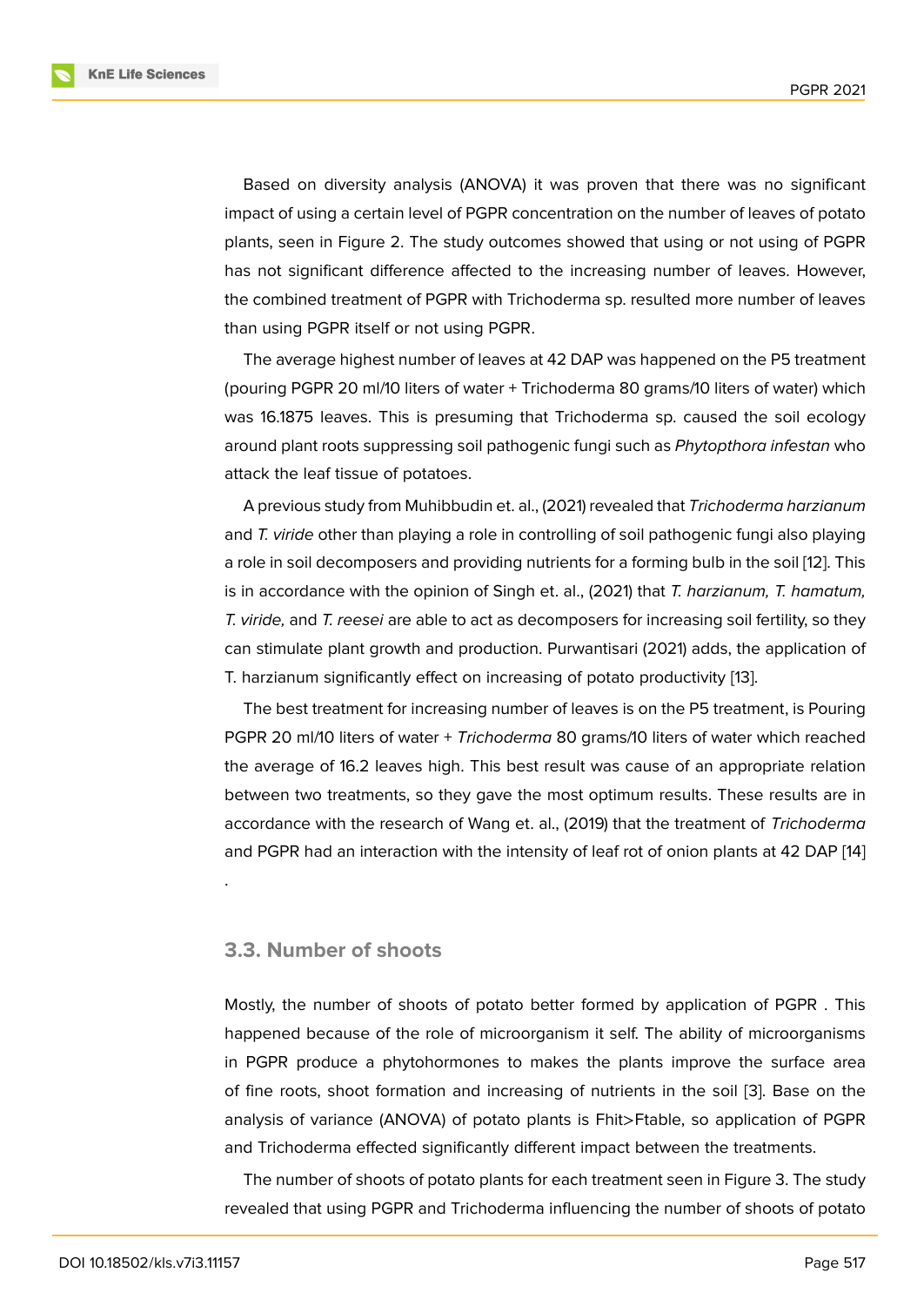Based on diversity analysis (ANOVA) it was proven that there was no significant impact of using a certain level of PGPR concentration on the number of leaves of potato plants, seen in Figure 2. The study outcomes showed that using or not using of PGPR has not significant difference affected to the increasing number of leaves. However, the combined treatment of PGPR with Trichoderma sp. resulted more number of leaves than using PGPR itself or not using PGPR.

The average highest number of leaves at 42 DAP was happened on the P5 treatment (pouring PGPR 20 ml/10 liters of water + Trichoderma 80 grams/10 liters of water) which was 16.1875 leaves. This is presuming that Trichoderma sp. caused the soil ecology around plant roots suppressing soil pathogenic fungi such as *Phytopthora infestan* who attack the leaf tissue of potatoes.

A previous study from Muhibbudin et. al., (2021) revealed that *Trichoderma harzianum* and *T. viride* other than playing a role in controlling of soil pathogenic fungi also playing a role in soil decomposers and providing nutrients for a forming bulb in the soil [12]. This is in accordance with the opinion of Singh et. al., (2021) that *T. harzianum, T. hamatum, T. viride,* and *T. reesei* are able to act as decomposers for increasing soil fertility, so they can stimulate plant growth and production. Purwantisari (2021) adds, the application of T. harzianum significantly effect on increasing of potato productivity [13].

The best treatment for increasing number of leaves is on the P5 treatment, is Pouring PGPR 20 ml/10 liters of water + *Trichoderma* 80 grams/10 liters of water which reached the average of 16.2 leaves high. This best result was cause of an appropriate relation between two treatments, so they gave the most optimum results. These results are in accordance with the research of Wang et. al., (2019) that the treatment of *Trichoderma* and PGPR had an interaction with the intensity of leaf rot of onion plants at 42 DAP [14] .

### 3.3. Number of shoots

Mostly, the number of shoots of potato better formed by application of PGPR . This happened because of the role of microorganism it self. The ability of microorganisms in PGPR produce a phytohormones to makes the plants improve the surface area of fine roots, shoot formation and increasing of nutrients in the soil [3]. Base on the analysis of variance (ANOVA) of potato plants is Fhit>Ftable, so application of PGPR and Trichoderma effected significantly different impact between the treatments.

The number of shoots of potato plants for each treatment seen in Figure 3. The study revealed that using PGPR and Trichoderma influencing the number of shoots of potato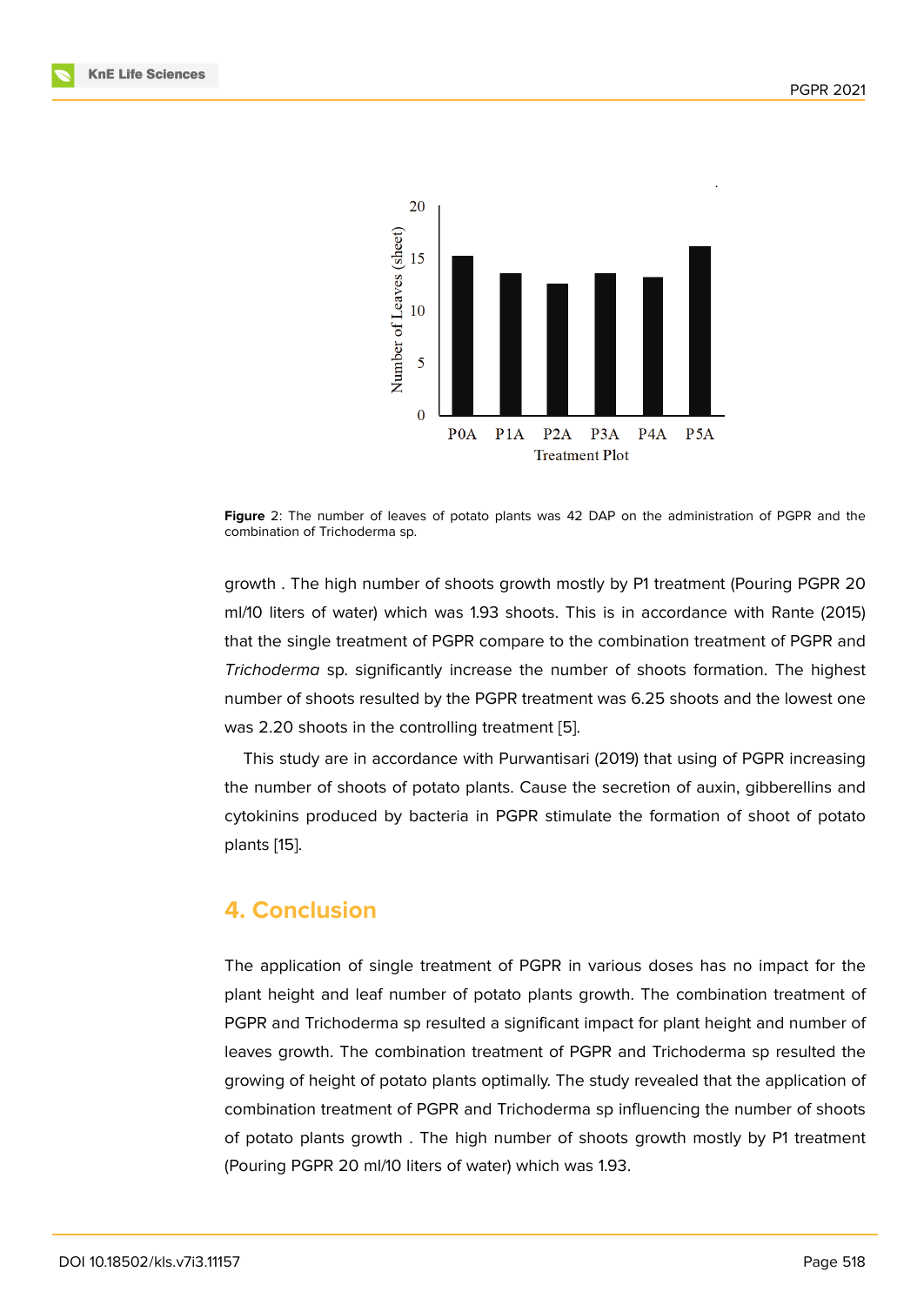**Figure 2**: The number of leaves of potato plants was 42 DAP on the administration of PGPR and the combination of Trichoderma sp.

growth . The high number of shoots growth mostly by P1 treatment (Pouring PGPR 20 ml/10 liters of water) which was 1.93 shoots. This is in accordance with Rante (2015) that the single treatment of PGPR compare to the combination treatment of PGPR and *Trichoderma* sp. significantly increase the number of shoots formation. The highest number of shoots resulted by the PGPR treatment was 6.25 shoots and the lowest one was 2.20 shoots in the controlling treatment [5].

This study are in accordance with Purwantisari (2019) that using of PGPR increasing the number of shoots of potato plants. Cause the secretion of auxin, gibberellins and cytokinins produced by bacteria in PGPR stimulate the formation of shoot of potato plants [15].

## 4. Conclusion

The application of single treatment of PGPR in various doses has no impact for the plant height and leaf number of potato plants growth. The combination treatment of PGPR and Trichoderma sp resulted a significant impact for plant height and number of leaves growth. The combination treatment of PGPR and Trichoderma sp resulted the growing of height of potato plants optimally. The study revealed that the application of combination treatment of PGPR and Trichoderma sp influencing the number of shoots of potato plants growth . The high number of shoots growth mostly by P1 treatment (Pouring PGPR 20 ml/10 liters of water) which was 1.93.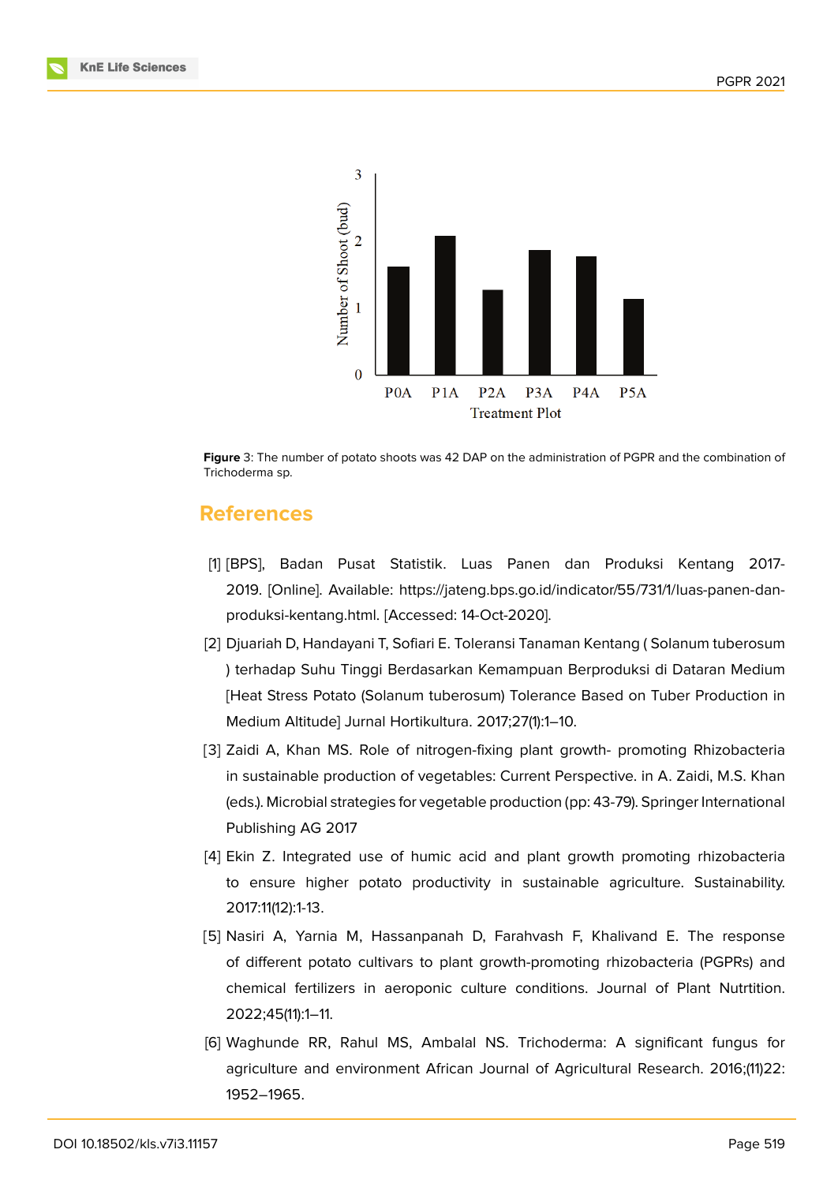Figure 3: The number of potato shoots was 42 DAP on the administration of PGPR and the combination of Trichoderma sp.

## References

[1] [BPS], Badan Pusat Statistik. Luas Panen dan Produksi Kentang 2017-2019. [Online]. Available: https://jateng.bps.go.id/indicator/55/731/1/luas-panen-dan-produksi-kentang.html. [Accessed: 14-Oct-2020].

[2] Djuariah D, Handayani T, Sofiari E. Toleransi Tanaman Kentang ( Solanum tuberosum ) terhadap Suhu Tinggi Berdasarkan Kemampuan Berproduksi di Dataran Medium [Heat Stress Potato (Solanum tuberosum) Tolerance Based on Tuber Production in Medium Altitude] Jurnal Hortikultura. 2017;27(1):1–10.

[3] Zaidi A, Khan MS. Role of nitrogen-fixing plant growth- promoting Rhizobacteria in sustainable production of vegetables: Current Perspective. in A. Zaidi, M.S. Khan (eds.). Microbial strategies for vegetable production (pp: 43-79). Springer International Publishing AG 2017

[4] Ekin Z. Integrated use of humic acid and plant growth promoting rhizobacteria to ensure higher potato productivity in sustainable agriculture. Sustainability. 2017:11(12):1-13.

[5] Nasiri A, Yarnia M, Hassanpanah D, Farahvash F, Khalivand E. The response of different potato cultivars to plant growth-promoting rhizobacteria (PGPRs) and chemical fertilizers in aeroponic culture conditions. Journal of Plant Nutrtition. 2022;45(11):1–11.

[6] Waghunde RR, Rahul MS, Ambalal NS. Trichoderma: A significant fungus for agriculture and environment African Journal of Agricultural Research. 2016;(11)22: 1952–1965.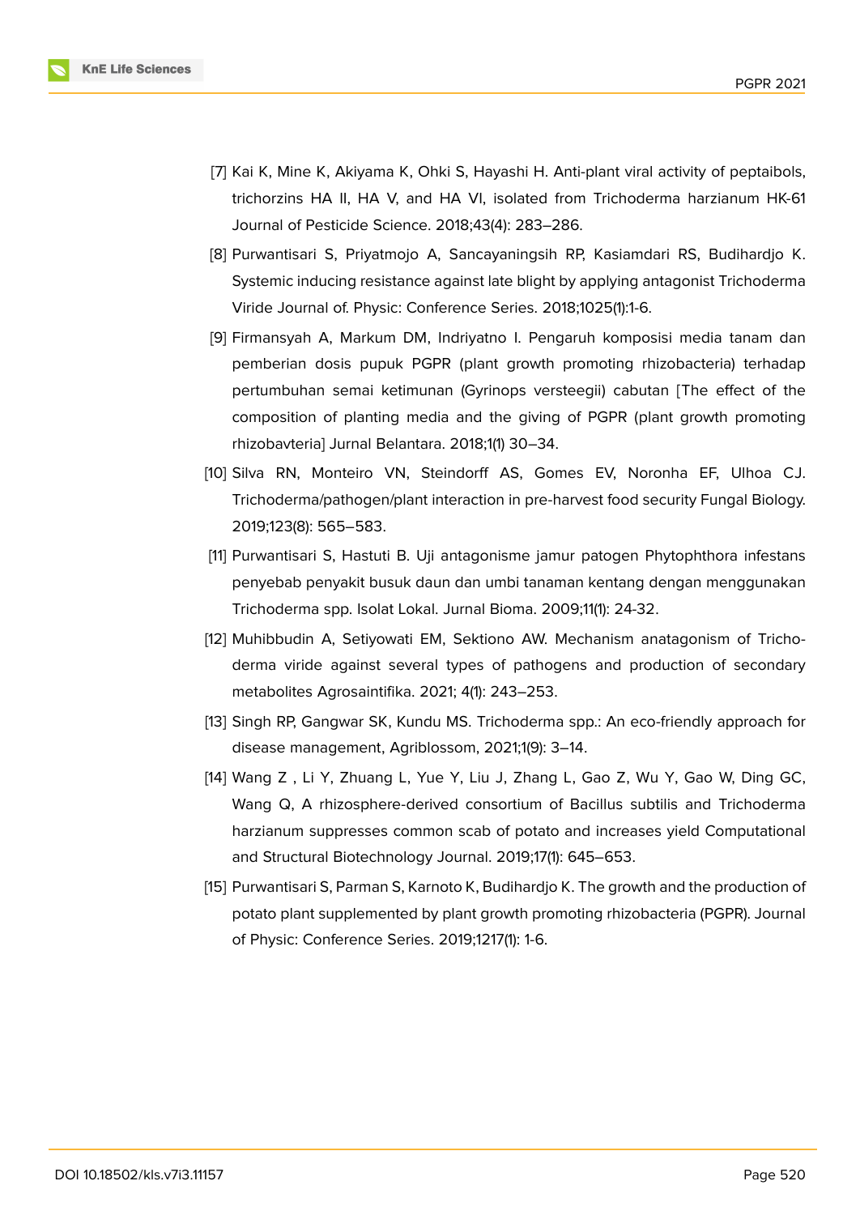[7] Kai K, Mine K, Akiyama K, Ohki S, Hayashi H. Anti-plant viral activity of peptaibols, trichorzins HA II, HA V, and HA VI, isolated from Trichoderma harzianum HK-61 Journal of Pesticide Science. 2018;43(4): 283–286.

[8] Purwantisari S, Priyatmojo A, Sancayaningsih RP, Kasiamdari RS, Budihardjo K. Systemic inducing resistance against late blight by applying antagonist Trichoderma Viride Journal of. Physic: Conference Series. 2018;1025(1):1-6.

[9] Firmansyah A, Markum DM, Indriyatno I. Pengaruh komposisi media tanam dan pemberian dosis pupuk PGPR (plant growth promoting rhizobacteria) terhadap pertumbuhan semai ketimunan (Gyrinops versteegii) cabutan [The effect of the composition of planting media and the giving of PGPR (plant growth promoting rhizobavteria] Jurnal Belantara. 2018;1(1) 30–34.

[10] Silva RN, Monteiro VN, Steindorff AS, Gomes EV, Noronha EF, Ulhoa CJ. Trichoderma/pathogen/plant interaction in pre-harvest food security Fungal Biology. 2019;123(8): 565–583.

[11] Purwantisari S, Hastuti B. Uji antagonisme jamur patogen Phytophthora infestans penyebab penyakit busuk daun dan umbi tanaman kentang dengan menggunakan Trichoderma spp. Isolat Lokal. Jurnal Bioma. 2009;11(1): 24-32.

[12] Muhibbudin A, Setiyowati EM, Sektiono AW. Mechanism anatagonism of Trichoderma viride against several types of pathogens and production of secondary metabolites Agrosaintifika. 2021; 4(1): 243–253.

[13] Singh RP, Gangwar SK, Kundu MS. Trichoderma spp.: An eco-friendly approach for disease management, Agriblossom, 2021;1(9): 3–14.

[14] Wang Z , Li Y, Zhuang L, Yue Y, Liu J, Zhang L, Gao Z, Wu Y, Gao W, Ding GC, Wang Q, A rhizosphere-derived consortium of Bacillus subtilis and Trichoderma harzianum suppresses common scab of potato and increases yield Computational and Structural Biotechnology Journal. 2019;17(1): 645–653.

[15] Purwantisari S, Parman S, Karnoto K, Budihardjo K. The growth and the production of potato plant supplemented by plant growth promoting rhizobacteria (PGPR). Journal of Physic: Conference Series. 2019;1217(1): 1-6.